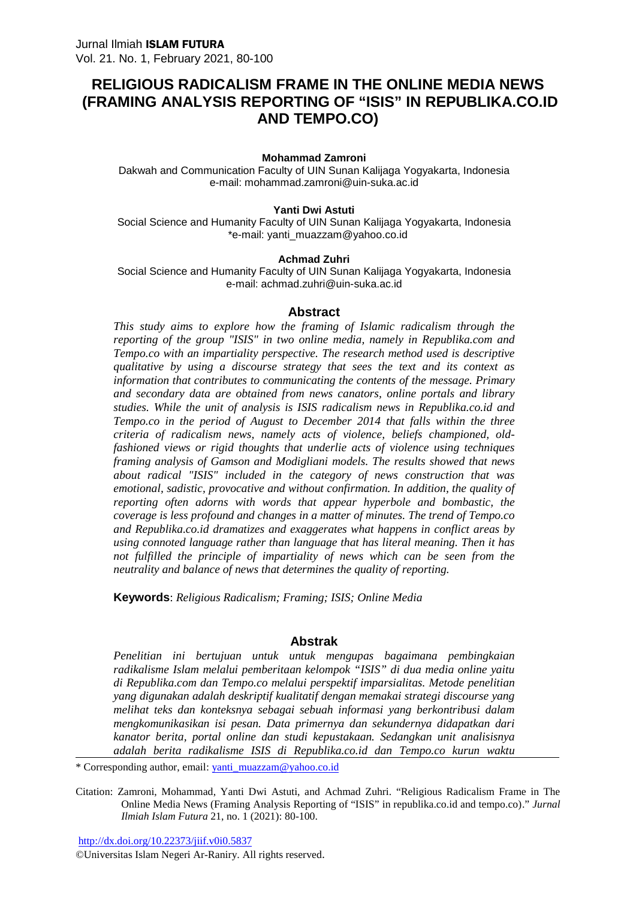# RELIGIOUS RADICALISM FRAME IN THE ONLINE MEDIA NEWS (FRAMING ANALYSIS REPORTING OF "ISIS" IN REPUBLIKA.CO.ID AND TEMPO.CO)

**Mohammad Zamroni**
Dakwah and Communication Faculty of UIN Sunan Kalijaga Yogyakarta, Indonesia
e-mail: mohammad.zamroni@uin-suka.ac.id

**Yanti Dwi Astuti**
Social Science and Humanity Faculty of UIN Sunan Kalijaga Yogyakarta, Indonesia
*e-mail: yanti_muazzam@yahoo.co.id

**Achmad Zuhri**
Social Science and Humanity Faculty of UIN Sunan Kalijaga Yogyakarta, Indonesia
e-mail: achmad.zuhri@uin-suka.ac.id

## Abstract

*This study aims to explore how the framing of Islamic radicalism through the reporting of the group "ISIS" in two online media, namely in Republika.com and Tempo.co with an impartiality perspective. The research method used is descriptive qualitative by using a discourse strategy that sees the text and its context as information that contributes to communicating the contents of the message. Primary and secondary data are obtained from news canators, online portals and library studies. While the unit of analysis is ISIS radicalism news in Republika.co.id and Tempo.co in the period of August to December 2014 that falls within the three criteria of radicalism news, namely acts of violence, beliefs championed, old-fashioned views or rigid thoughts that underlie acts of violence using techniques framing analysis of Gamson and Modigliani models. The results showed that news about radical "ISIS" included in the category of news construction that was emotional, sadistic, provocative and without confirmation. In addition, the quality of reporting often adorns with words that appear hyperbole and bombastic, the coverage is less profound and changes in a matter of minutes. The trend of Tempo.co and Republika.co.id dramatizes and exaggerates what happens in conflict areas by using connoted language rather than language that has literal meaning. Then it has not fulfilled the principle of impartiality of news which can be seen from the neutrality and balance of news that determines the quality of reporting.*

**Keywords**: *Religious Radicalism; Framing; ISIS; Online Media*

## Abstrak

*Penelitian ini bertujuan untuk untuk mengupas bagaimana pembingkaian radikalisme Islam melalui pemberitaan kelompok "ISIS" di dua media online yaitu di Republika.com dan Tempo.co melalui perspektif imparsialitas. Metode penelitian yang digunakan adalah deskriptif kualitatif dengan memakai strategi discourse yang melihat teks dan konteksnya sebagai sebuah informasi yang berkontribusi dalam mengkomunikasikan isi pesan. Data primernya dan sekundernya didapatkan dari kanator berita, portal online dan studi kepustakaan. Sedangkan unit analisisnya adalah berita radikalisme ISIS di Republika.co.id dan Tempo.co kurun waktu*

\* Corresponding author, email: yanti_muazzam@yahoo.co.id

Citation: Zamroni, Mohammad, Yanti Dwi Astuti, and Achmad Zuhri. "Religious Radicalism Frame in The Online Media News (Framing Analysis Reporting of "ISIS" in republika.co.id and tempo.co)." *Jurnal Ilmiah Islam Futura* 21, no. 1 (2021): 80-100.

http://dx.doi.org/10.22373/jiif.v0i0.5837
©Universitas Islam Negeri Ar-Raniry. All rights reserved.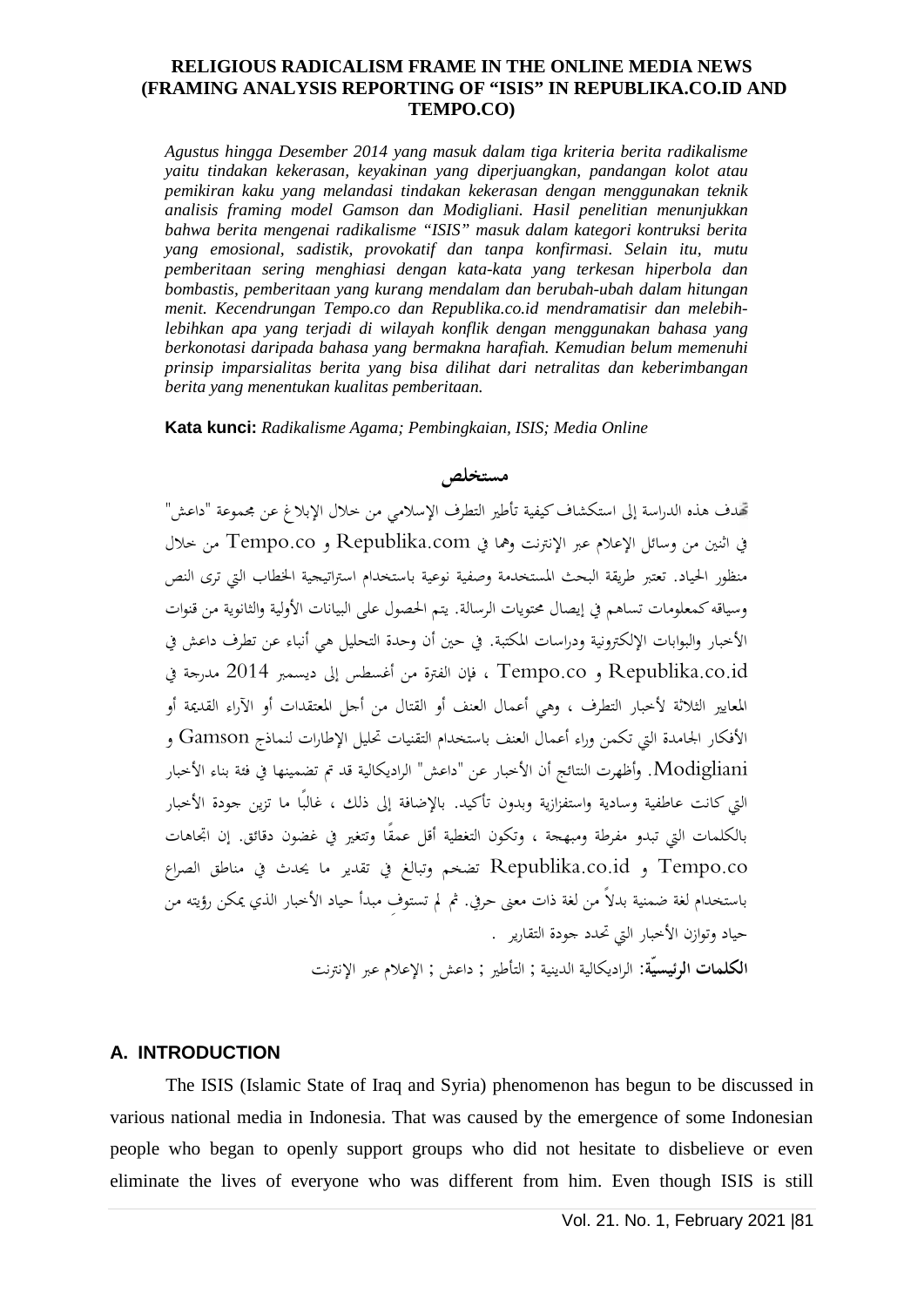*Agustus hingga Desember 2014 yang masuk dalam tiga kriteria berita radikalisme yaitu tindakan kekerasan, keyakinan yang diperjuangkan, pandangan kolot atau pemikiran kaku yang melandasi tindakan kekerasan dengan menggunakan teknik analisis framing model Gamson dan Modigliani. Hasil penelitian menunjukkan bahwa berita mengenai radikalisme "ISIS" masuk dalam kategori kontruksi berita yang emosional, sadistik, provokatif dan tanpa konfirmasi. Selain itu, mutu pemberitaan sering menghiasi dengan kata-kata yang terkesan hiperbola dan bombastis, pemberitaan yang kurang mendalam dan berubah-ubah dalam hitungan menit. Kecendrungan Tempo.co dan Republika.co.id mendramatisir dan melebih-lebihkan apa yang terjadi di wilayah konflik dengan menggunakan bahasa yang berkonotasi daripada bahasa yang bermakna harafiah. Kemudian belum memenuhi prinsip imparsialitas berita yang bisa dilihat dari netralitas dan keberimbangan berita yang menentukan kualitas pemberitaan.*

**Kata kunci:** *Radikalisme Agama; Pembingkaian, ISIS; Media Online*

## مستخلص

تهدف هذه الدراسة إلى استكشاف كيفية تأطير التطرف الإسلامي من خلال الإبلاغ عن مجموعة "داعش" في اثنين من وسائل الإعلام عبر الإنترنت وهما في Republika.com و Tempo.co من خلال منظور الحياد. تعتبر طريقة البحث المستخدمة وصفية نوعية باستخدام استراتيجية الخطاب التي ترى النص وسياقه كمعلومات تساهم في إيصال محتويات الرسالة. يتم الحصول على البيانات الأولية والثانوية من قنوات الأخبار والبوابات الإلكترونية ودراسات المكتبة. في حين أن وحدة التحليل هي أنباء عن تطرف داعش في Republika.co.id و Tempo.co ، فإن الفترة من أغسطس إلى ديسمبر 2014 مدرجة في المعايير الثلاثة لأخبار التطرف ، وهي أعمال العنف أو القتال من أجل المعتقدات أو الآراء القديمة أو الأفكار الجامدة التي تكمن وراء أعمال العنف باستخدام التقنيات تحليل الإطارات لنماذج Gamson و Modigliani. وأظهرت النتائج أن الأخبار عن "داعش" الراديكالية قد تم تضمينها في فئة بناء الأخبار التي كانت عاطفية وسادية واستفزازية وبدون تأكيد. بالإضافة إلى ذلك ، غالبًا ما تزين جودة الأخبار بالكلمات التي تبدو مفرطة ومبهجة ، وتكون التغطية أقل عمقًا وتتغير في غضون دقائق. إن اتجاهات Tempo.co و Republika.co.id تضخم وتبالغ في تقدير ما يحدث في مناطق الصراع باستخدام لغة ضمنية بدلاً من لغة ذات معنى حرفي. ثم لم تستوفِ مبدأ حياد الأخبار الذي يمكن رؤيته من حياد وتوازن الأخبار التي تحدد جودة التقارير .

**الكلمات الرئيسيّة:** الراديكالية الدينية ; التأطير ; داعش ; الإعلام عبر الإنترنت

## A. INTRODUCTION

The ISIS (Islamic State of Iraq and Syria) phenomenon has begun to be discussed in various national media in Indonesia. That was caused by the emergence of some Indonesian people who began to openly support groups who did not hesitate to disbelieve or even eliminate the lives of everyone who was different from him. Even though ISIS is still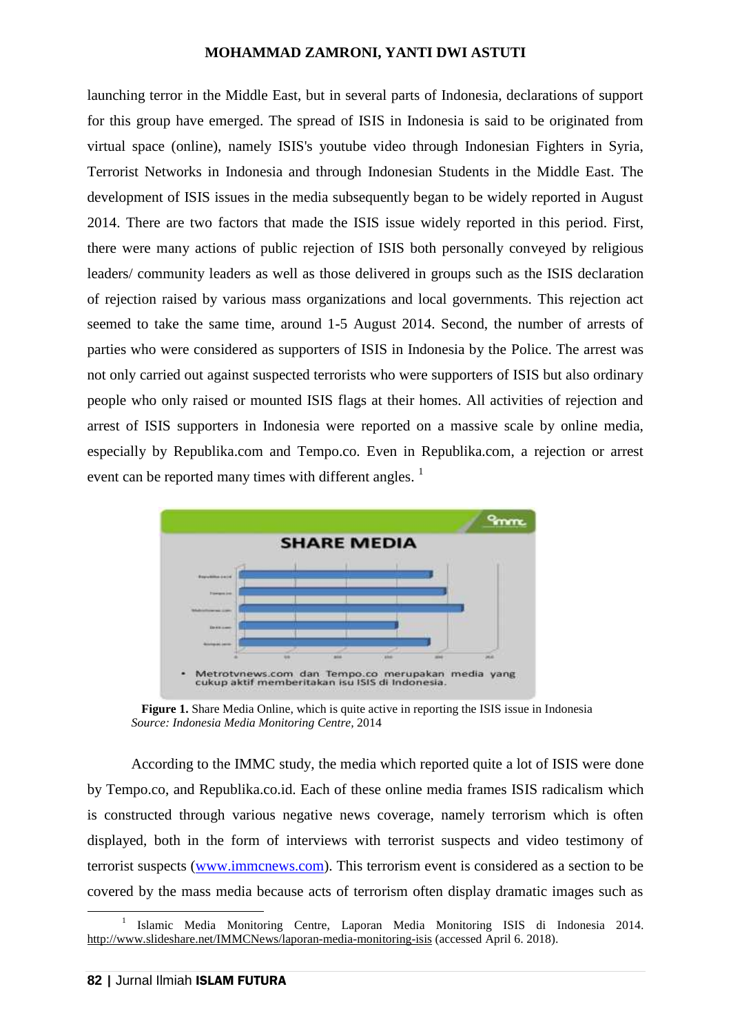launching terror in the Middle East, but in several parts of Indonesia, declarations of support for this group have emerged. The spread of ISIS in Indonesia is said to be originated from virtual space (online), namely ISIS's youtube video through Indonesian Fighters in Syria, Terrorist Networks in Indonesia and through Indonesian Students in the Middle East. The development of ISIS issues in the media subsequently began to be widely reported in August 2014. There are two factors that made the ISIS issue widely reported in this period. First, there were many actions of public rejection of ISIS both personally conveyed by religious leaders/ community leaders as well as those delivered in groups such as the ISIS declaration of rejection raised by various mass organizations and local governments. This rejection act seemed to take the same time, around 1-5 August 2014. Second, the number of arrests of parties who were considered as supporters of ISIS in Indonesia by the Police. The arrest was not only carried out against suspected terrorists who were supporters of ISIS but also ordinary people who only raised or mounted ISIS flags at their homes. All activities of rejection and arrest of ISIS supporters in Indonesia were reported on a massive scale by online media, especially by Republika.com and Tempo.co. Even in Republika.com, a rejection or arrest event can be reported many times with different angles. [1]

SHARE MEDIA

- Metrotvnews.com dan Tempo.co merupakan media yang cukup aktif memberitakan isu ISIS di Indonesia.

**Figure 1.** Share Media Online, which is quite active in reporting the ISIS issue in Indonesia
*Source: Indonesia Media Monitoring Centre,* 2014

According to the IMMC study, the media which reported quite a lot of ISIS were done by Tempo.co, and Republika.co.id. Each of these online media frames ISIS radicalism which is constructed through various negative news coverage, namely terrorism which is often displayed, both in the form of interviews with terrorist suspects and video testimony of terrorist suspects (www.immcnews.com). This terrorism event is considered as a section to be covered by the mass media because acts of terrorism often display dramatic images such as

[1] Islamic Media Monitoring Centre, Laporan Media Monitoring ISIS di Indonesia 2014. http://www.slideshare.net/IMMCNews/laporan-media-monitoring-isis (accessed April 6. 2018).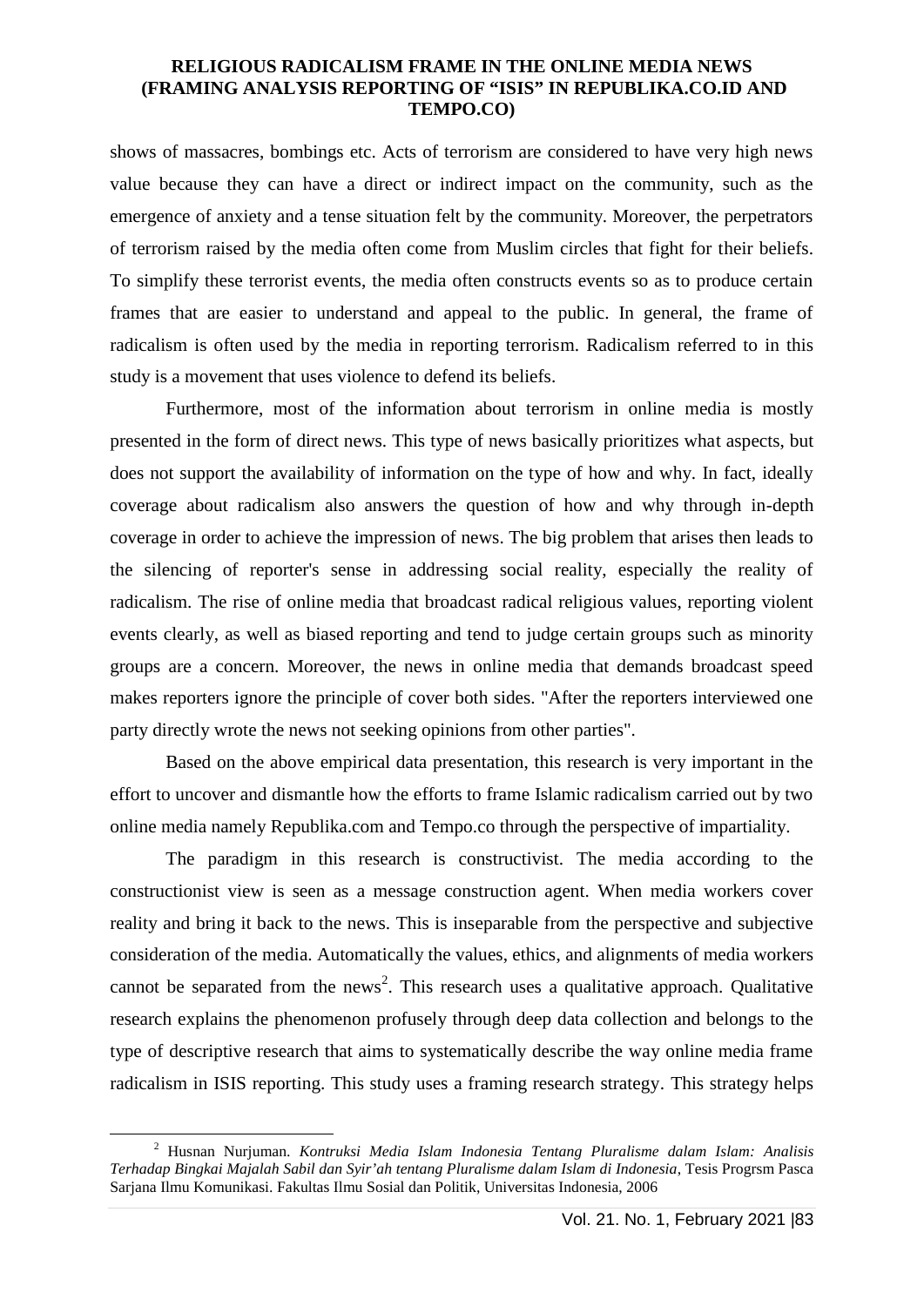shows of massacres, bombings etc. Acts of terrorism are considered to have very high news value because they can have a direct or indirect impact on the community, such as the emergence of anxiety and a tense situation felt by the community. Moreover, the perpetrators of terrorism raised by the media often come from Muslim circles that fight for their beliefs. To simplify these terrorist events, the media often constructs events so as to produce certain frames that are easier to understand and appeal to the public. In general, the frame of radicalism is often used by the media in reporting terrorism. Radicalism referred to in this study is a movement that uses violence to defend its beliefs.

Furthermore, most of the information about terrorism in online media is mostly presented in the form of direct news. This type of news basically prioritizes what aspects, but does not support the availability of information on the type of how and why. In fact, ideally coverage about radicalism also answers the question of how and why through in-depth coverage in order to achieve the impression of news. The big problem that arises then leads to the silencing of reporter's sense in addressing social reality, especially the reality of radicalism. The rise of online media that broadcast radical religious values, reporting violent events clearly, as well as biased reporting and tend to judge certain groups such as minority groups are a concern. Moreover, the news in online media that demands broadcast speed makes reporters ignore the principle of cover both sides. "After the reporters interviewed one party directly wrote the news not seeking opinions from other parties".

Based on the above empirical data presentation, this research is very important in the effort to uncover and dismantle how the efforts to frame Islamic radicalism carried out by two online media namely Republika.com and Tempo.co through the perspective of impartiality.

The paradigm in this research is constructivist. The media according to the constructionist view is seen as a message construction agent. When media workers cover reality and bring it back to the news. This is inseparable from the perspective and subjective consideration of the media. Automatically the values, ethics, and alignments of media workers cannot be separated from the news[2]. This research uses a qualitative approach. Qualitative research explains the phenomenon profusely through deep data collection and belongs to the type of descriptive research that aims to systematically describe the way online media frame radicalism in ISIS reporting. This study uses a framing research strategy. This strategy helps

---

[2] Husnan Nurjuman. *Kontruksi Media Islam Indonesia Tentang Pluralisme dalam Islam: Analisis Terhadap Bingkai Majalah Sabil dan Syir'ah tentang Pluralisme dalam Islam di Indonesia*, Tesis Progrsm Pasca Sarjana Ilmu Komunikasi. Fakultas Ilmu Sosial dan Politik, Universitas Indonesia, 2006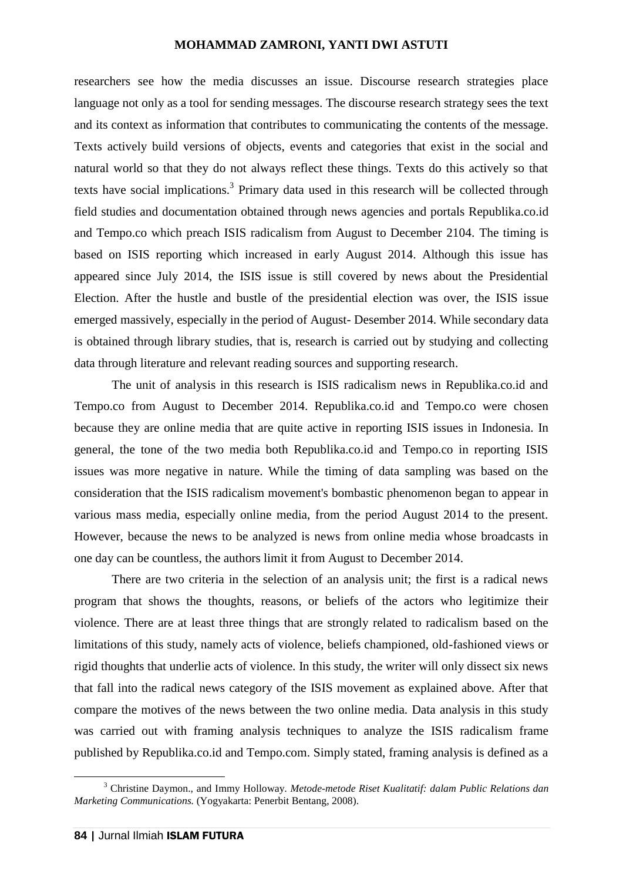researchers see how the media discusses an issue. Discourse research strategies place language not only as a tool for sending messages. The discourse research strategy sees the text and its context as information that contributes to communicating the contents of the message. Texts actively build versions of objects, events and categories that exist in the social and natural world so that they do not always reflect these things. Texts do this actively so that texts have social implications.[3] Primary data used in this research will be collected through field studies and documentation obtained through news agencies and portals Republika.co.id and Tempo.co which preach ISIS radicalism from August to December 2104. The timing is based on ISIS reporting which increased in early August 2014. Although this issue has appeared since July 2014, the ISIS issue is still covered by news about the Presidential Election. After the hustle and bustle of the presidential election was over, the ISIS issue emerged massively, especially in the period of August- Desember 2014. While secondary data is obtained through library studies, that is, research is carried out by studying and collecting data through literature and relevant reading sources and supporting research.

The unit of analysis in this research is ISIS radicalism news in Republika.co.id and Tempo.co from August to December 2014. Republika.co.id and Tempo.co were chosen because they are online media that are quite active in reporting ISIS issues in Indonesia. In general, the tone of the two media both Republika.co.id and Tempo.co in reporting ISIS issues was more negative in nature. While the timing of data sampling was based on the consideration that the ISIS radicalism movement's bombastic phenomenon began to appear in various mass media, especially online media, from the period August 2014 to the present. However, because the news to be analyzed is news from online media whose broadcasts in one day can be countless, the authors limit it from August to December 2014.

There are two criteria in the selection of an analysis unit; the first is a radical news program that shows the thoughts, reasons, or beliefs of the actors who legitimize their violence. There are at least three things that are strongly related to radicalism based on the limitations of this study, namely acts of violence, beliefs championed, old-fashioned views or rigid thoughts that underlie acts of violence. In this study, the writer will only dissect six news that fall into the radical news category of the ISIS movement as explained above. After that compare the motives of the news between the two online media. Data analysis in this study was carried out with framing analysis techniques to analyze the ISIS radicalism frame published by Republika.co.id and Tempo.com. Simply stated, framing analysis is defined as a

---

[3] Christine Daymon., and Immy Holloway. *Metode-metode Riset Kualitatif: dalam Public Relations dan Marketing Communications.* (Yogyakarta: Penerbit Bentang, 2008).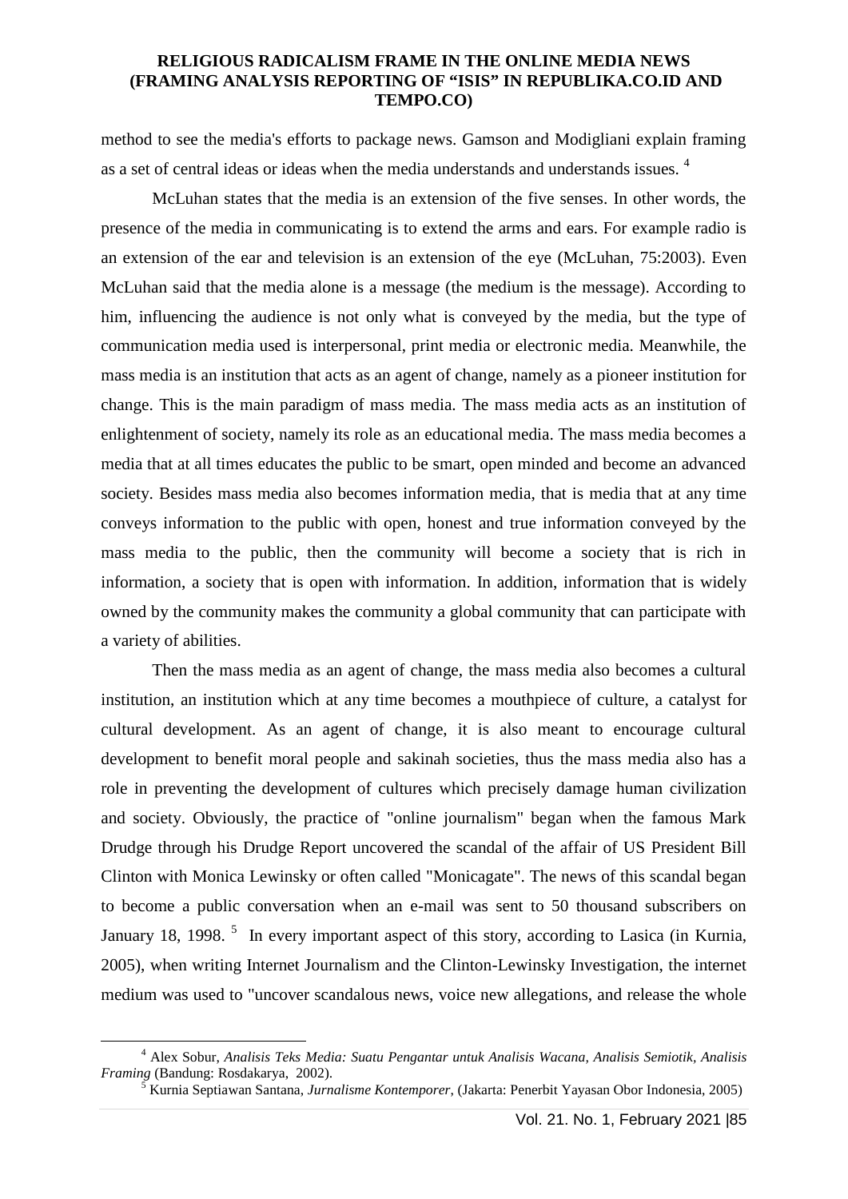method to see the media's efforts to package news. Gamson and Modigliani explain framing as a set of central ideas or ideas when the media understands and understands issues. [4]

McLuhan states that the media is an extension of the five senses. In other words, the presence of the media in communicating is to extend the arms and ears. For example radio is an extension of the ear and television is an extension of the eye (McLuhan, 75:2003). Even McLuhan said that the media alone is a message (the medium is the message). According to him, influencing the audience is not only what is conveyed by the media, but the type of communication media used is interpersonal, print media or electronic media. Meanwhile, the mass media is an institution that acts as an agent of change, namely as a pioneer institution for change. This is the main paradigm of mass media. The mass media acts as an institution of enlightenment of society, namely its role as an educational media. The mass media becomes a media that at all times educates the public to be smart, open minded and become an advanced society. Besides mass media also becomes information media, that is media that at any time conveys information to the public with open, honest and true information conveyed by the mass media to the public, then the community will become a society that is rich in information, a society that is open with information. In addition, information that is widely owned by the community makes the community a global community that can participate with a variety of abilities.

Then the mass media as an agent of change, the mass media also becomes a cultural institution, an institution which at any time becomes a mouthpiece of culture, a catalyst for cultural development. As an agent of change, it is also meant to encourage cultural development to benefit moral people and sakinah societies, thus the mass media also has a role in preventing the development of cultures which precisely damage human civilization and society. Obviously, the practice of "online journalism" began when the famous Mark Drudge through his Drudge Report uncovered the scandal of the affair of US President Bill Clinton with Monica Lewinsky or often called "Monicagate". The news of this scandal began to become a public conversation when an e-mail was sent to 50 thousand subscribers on January 18, 1998. [5] In every important aspect of this story, according to Lasica (in Kurnia, 2005), when writing Internet Journalism and the Clinton-Lewinsky Investigation, the internet medium was used to "uncover scandalous news, voice new allegations, and release the whole

[4] Alex Sobur, *Analisis Teks Media: Suatu Pengantar untuk Analisis Wacana, Analisis Semiotik, Analisis Framing* (Bandung: Rosdakarya, 2002).

[5] Kurnia Septiawan Santana, *Jurnalisme Kontemporer*, (Jakarta: Penerbit Yayasan Obor Indonesia, 2005)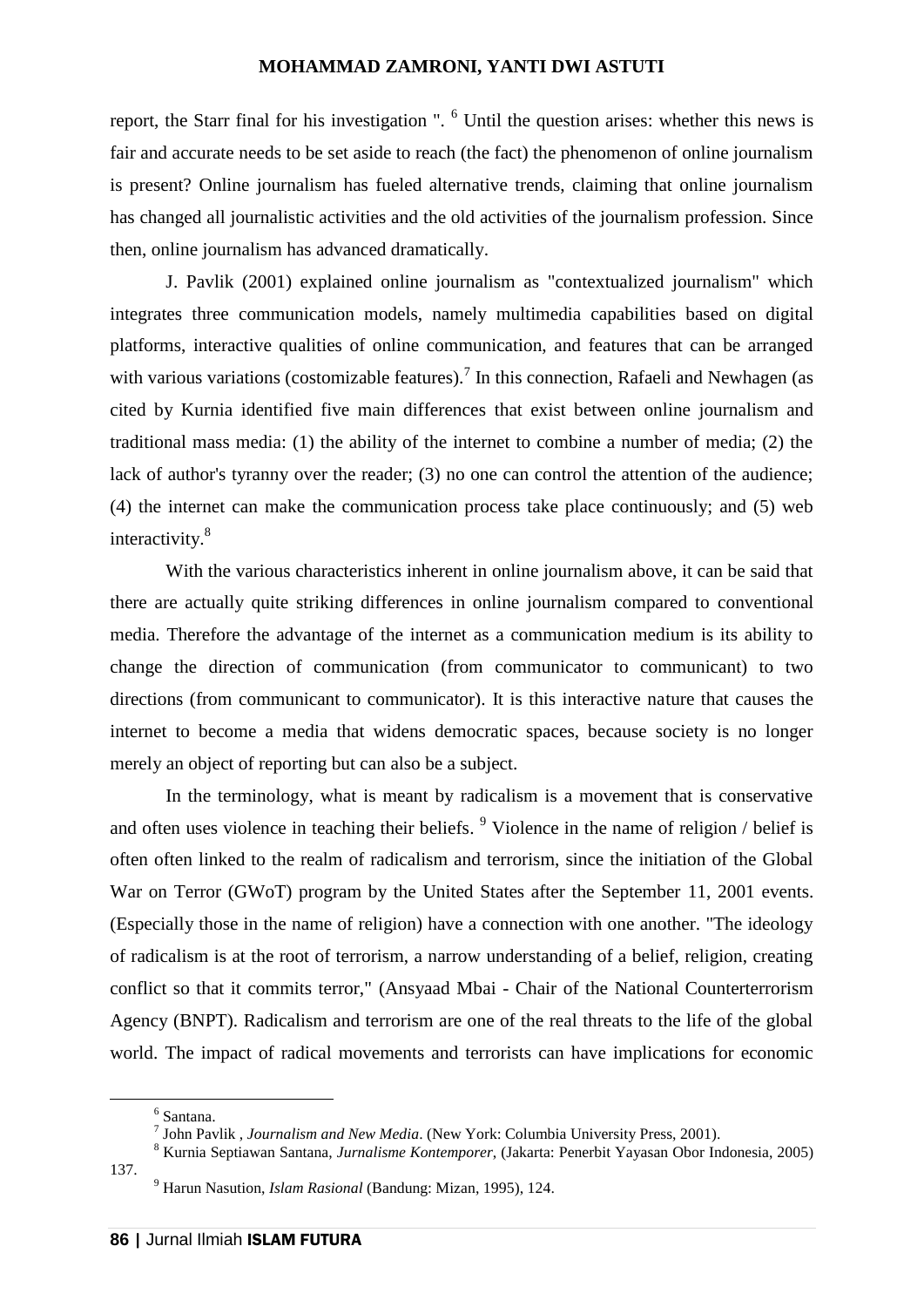report, the Starr final for his investigation ". [6] Until the question arises: whether this news is fair and accurate needs to be set aside to reach (the fact) the phenomenon of online journalism is present? Online journalism has fueled alternative trends, claiming that online journalism has changed all journalistic activities and the old activities of the journalism profession. Since then, online journalism has advanced dramatically.

J. Pavlik (2001) explained online journalism as "contextualized journalism" which integrates three communication models, namely multimedia capabilities based on digital platforms, interactive qualities of online communication, and features that can be arranged with various variations (costomizable features).[7] In this connection, Rafaeli and Newhagen (as cited by Kurnia identified five main differences that exist between online journalism and traditional mass media: (1) the ability of the internet to combine a number of media; (2) the lack of author's tyranny over the reader; (3) no one can control the attention of the audience; (4) the internet can make the communication process take place continuously; and (5) web interactivity.[8]

With the various characteristics inherent in online journalism above, it can be said that there are actually quite striking differences in online journalism compared to conventional media. Therefore the advantage of the internet as a communication medium is its ability to change the direction of communication (from communicator to communicant) to two directions (from communicant to communicator). It is this interactive nature that causes the internet to become a media that widens democratic spaces, because society is no longer merely an object of reporting but can also be a subject.

In the terminology, what is meant by radicalism is a movement that is conservative and often uses violence in teaching their beliefs. [9] Violence in the name of religion / belief is often often linked to the realm of radicalism and terrorism, since the initiation of the Global War on Terror (GWoT) program by the United States after the September 11, 2001 events. (Especially those in the name of religion) have a connection with one another. "The ideology of radicalism is at the root of terrorism, a narrow understanding of a belief, religion, creating conflict so that it commits terror," (Ansyaad Mbai - Chair of the National Counterterrorism Agency (BNPT). Radicalism and terrorism are one of the real threats to the life of the global world. The impact of radical movements and terrorists can have implications for economic

---

[6] Santana.

[7] John Pavlik , *Journalism and New Media*. (New York: Columbia University Press, 2001).

[8] Kurnia Septiawan Santana, *Jurnalisme Kontemporer*, (Jakarta: Penerbit Yayasan Obor Indonesia, 2005) 137.

[9] Harun Nasution, *Islam Rasional* (Bandung: Mizan, 1995), 124.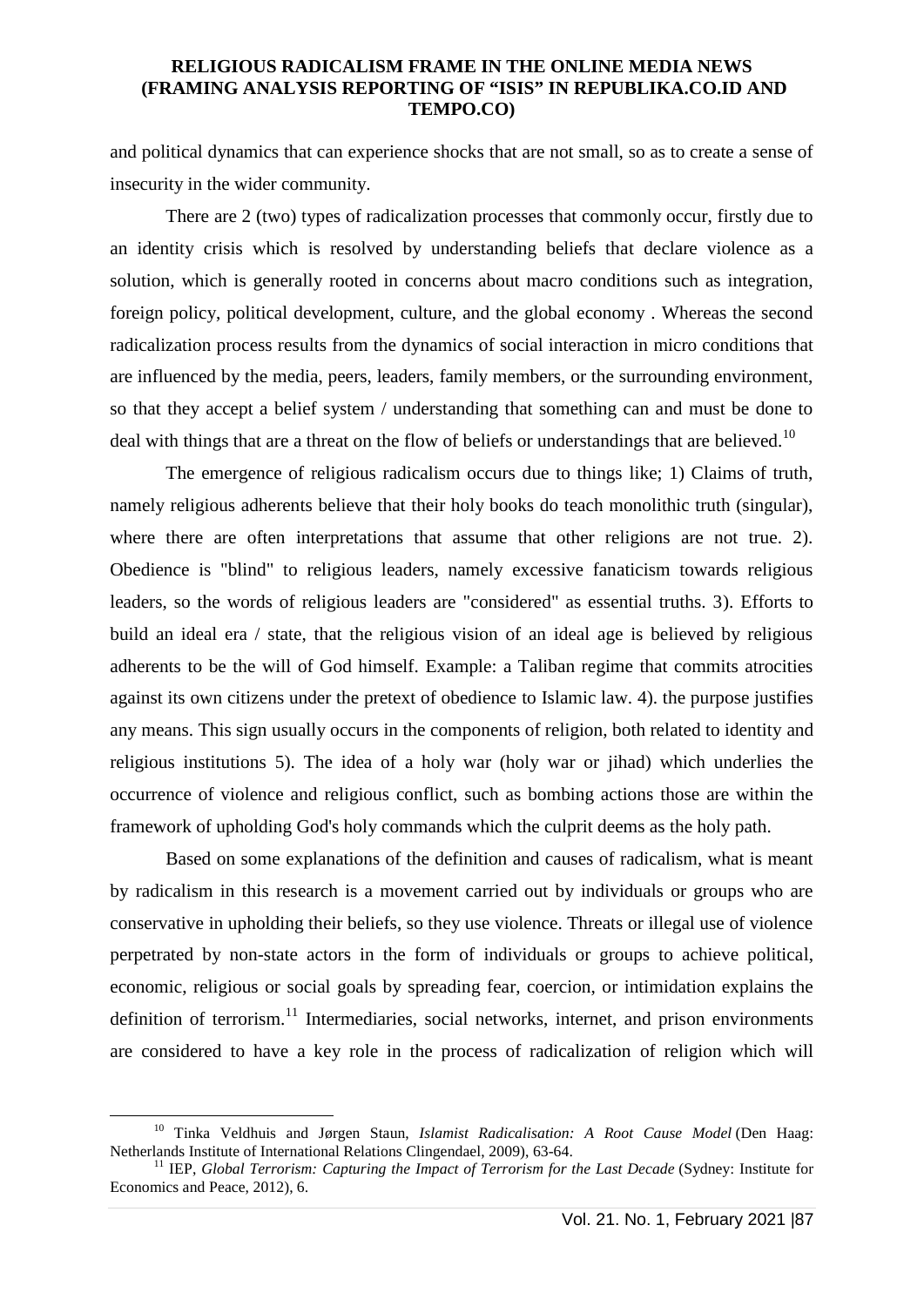and political dynamics that can experience shocks that are not small, so as to create a sense of insecurity in the wider community.

There are 2 (two) types of radicalization processes that commonly occur, firstly due to an identity crisis which is resolved by understanding beliefs that declare violence as a solution, which is generally rooted in concerns about macro conditions such as integration, foreign policy, political development, culture, and the global economy . Whereas the second radicalization process results from the dynamics of social interaction in micro conditions that are influenced by the media, peers, leaders, family members, or the surrounding environment, so that they accept a belief system / understanding that something can and must be done to deal with things that are a threat on the flow of beliefs or understandings that are believed.[10]

The emergence of religious radicalism occurs due to things like; 1) Claims of truth, namely religious adherents believe that their holy books do teach monolithic truth (singular), where there are often interpretations that assume that other religions are not true. 2). Obedience is "blind" to religious leaders, namely excessive fanaticism towards religious leaders, so the words of religious leaders are "considered" as essential truths. 3). Efforts to build an ideal era / state, that the religious vision of an ideal age is believed by religious adherents to be the will of God himself. Example: a Taliban regime that commits atrocities against its own citizens under the pretext of obedience to Islamic law. 4). the purpose justifies any means. This sign usually occurs in the components of religion, both related to identity and religious institutions 5). The idea of a holy war (holy war or jihad) which underlies the occurrence of violence and religious conflict, such as bombing actions those are within the framework of upholding God's holy commands which the culprit deems as the holy path.

Based on some explanations of the definition and causes of radicalism, what is meant by radicalism in this research is a movement carried out by individuals or groups who are conservative in upholding their beliefs, so they use violence. Threats or illegal use of violence perpetrated by non-state actors in the form of individuals or groups to achieve political, economic, religious or social goals by spreading fear, coercion, or intimidation explains the definition of terrorism.[11] Intermediaries, social networks, internet, and prison environments are considered to have a key role in the process of radicalization of religion which will

---

[10] Tinka Veldhuis and Jørgen Staun, *Islamist Radicalisation: A Root Cause Model* (Den Haag: Netherlands Institute of International Relations Clingendael, 2009), 63-64.

[11] IEP, *Global Terrorism: Capturing the Impact of Terrorism for the Last Decade* (Sydney: Institute for Economics and Peace, 2012), 6.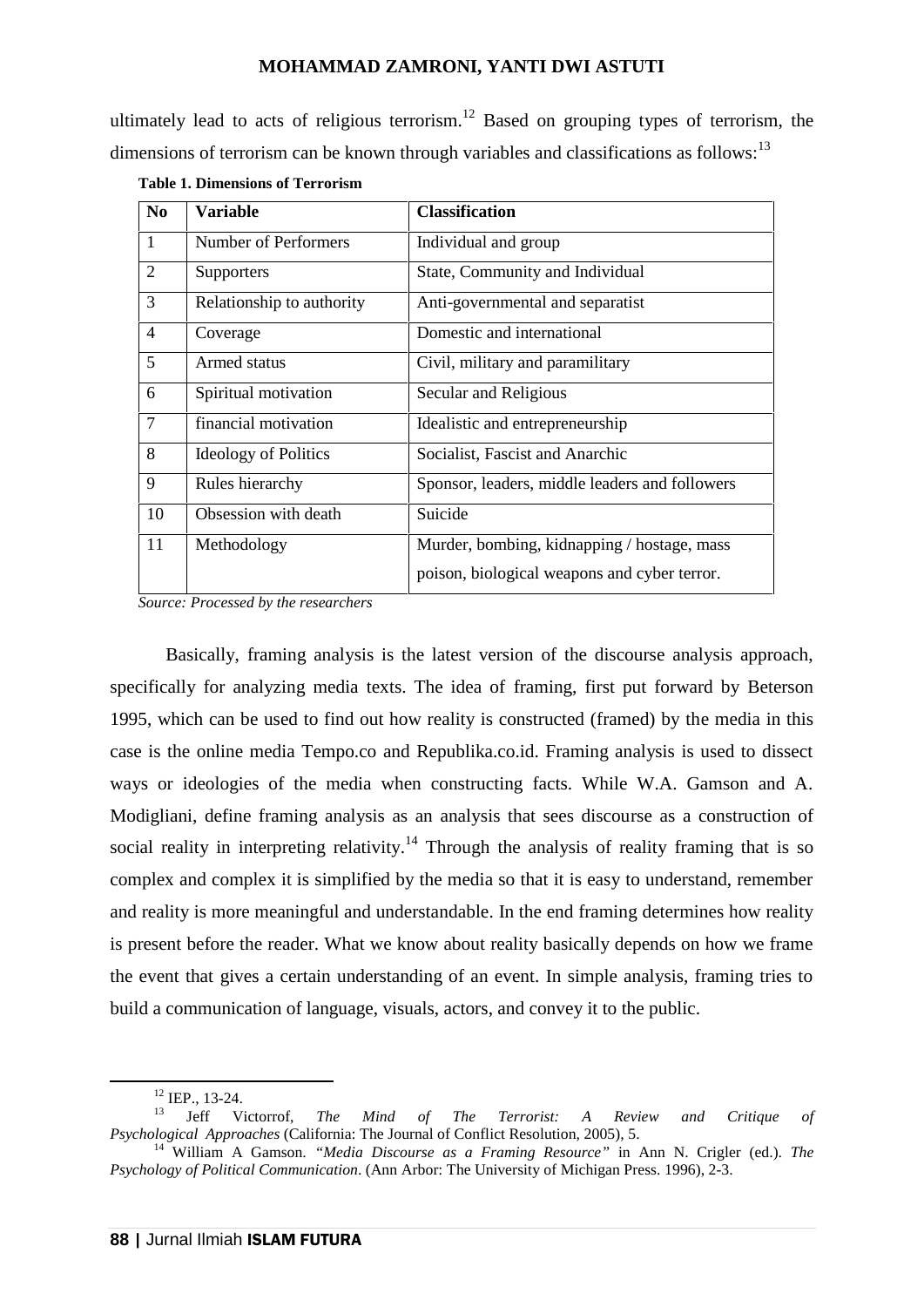ultimately lead to acts of religious terrorism.[12] Based on grouping types of terrorism, the dimensions of terrorism can be known through variables and classifications as follows:[13]

**Table 1. Dimensions of Terrorism**

| No | Variable | Classification |
|---|---|---|
| 1 | Number of Performers | Individual and group |
| 2 | Supporters | State, Community and Individual |
| 3 | Relationship to authority | Anti-governmental and separatist |
| 4 | Coverage | Domestic and international |
| 5 | Armed status | Civil, military and paramilitary |
| 6 | Spiritual motivation | Secular and Religious |
| 7 | financial motivation | Idealistic and entrepreneurship |
| 8 | Ideology of Politics | Socialist, Fascist and Anarchic |
| 9 | Rules hierarchy | Sponsor, leaders, middle leaders and followers |
| 10 | Obsession with death | Suicide |
| 11 | Methodology | Murder, bombing, kidnapping / hostage, mass poison, biological weapons and cyber terror. |

*Source: Processed by the researchers*

Basically, framing analysis is the latest version of the discourse analysis approach, specifically for analyzing media texts. The idea of framing, first put forward by Beterson 1995, which can be used to find out how reality is constructed (framed) by the media in this case is the online media Tempo.co and Republika.co.id. Framing analysis is used to dissect ways or ideologies of the media when constructing facts. While W.A. Gamson and A. Modigliani, define framing analysis as an analysis that sees discourse as a construction of social reality in interpreting relativity.[14] Through the analysis of reality framing that is so complex and complex it is simplified by the media so that it is easy to understand, remember and reality is more meaningful and understandable. In the end framing determines how reality is present before the reader. What we know about reality basically depends on how we frame the event that gives a certain understanding of an event. In simple analysis, framing tries to build a communication of language, visuals, actors, and convey it to the public.

---

[12] IEP., 13-24.

[13] Jeff Victorrof, *The Mind of The Terrorist: A Review and Critique of Psychological Approaches* (California: The Journal of Conflict Resolution, 2005), 5.

[14] William A Gamson. *"Media Discourse as a Framing Resource"* in Ann N. Crigler (ed.). *The Psychology of Political Communication*. (Ann Arbor: The University of Michigan Press. 1996), 2-3.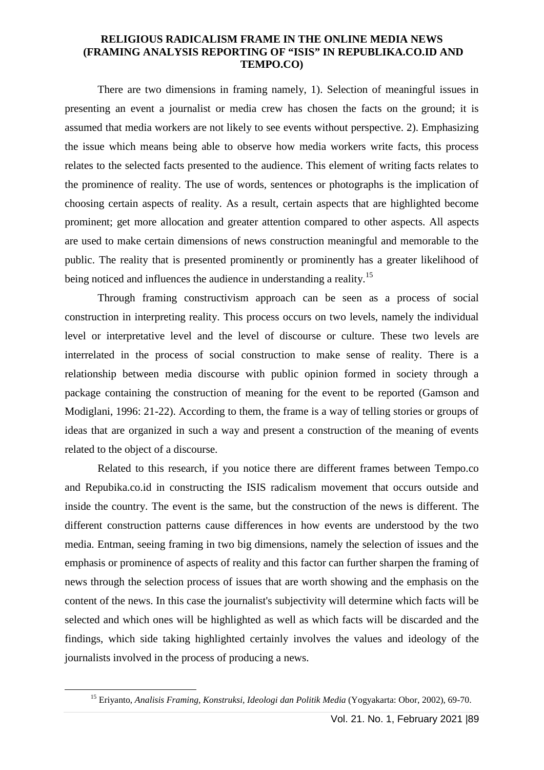There are two dimensions in framing namely, 1). Selection of meaningful issues in presenting an event a journalist or media crew has chosen the facts on the ground; it is assumed that media workers are not likely to see events without perspective. 2). Emphasizing the issue which means being able to observe how media workers write facts, this process relates to the selected facts presented to the audience. This element of writing facts relates to the prominence of reality. The use of words, sentences or photographs is the implication of choosing certain aspects of reality. As a result, certain aspects that are highlighted become prominent; get more allocation and greater attention compared to other aspects. All aspects are used to make certain dimensions of news construction meaningful and memorable to the public. The reality that is presented prominently or prominently has a greater likelihood of being noticed and influences the audience in understanding a reality.[15]

Through framing constructivism approach can be seen as a process of social construction in interpreting reality. This process occurs on two levels, namely the individual level or interpretative level and the level of discourse or culture. These two levels are interrelated in the process of social construction to make sense of reality. There is a relationship between media discourse with public opinion formed in society through a package containing the construction of meaning for the event to be reported (Gamson and Modiglani, 1996: 21-22). According to them, the frame is a way of telling stories or groups of ideas that are organized in such a way and present a construction of the meaning of events related to the object of a discourse.

Related to this research, if you notice there are different frames between Tempo.co and Repubika.co.id in constructing the ISIS radicalism movement that occurs outside and inside the country. The event is the same, but the construction of the news is different. The different construction patterns cause differences in how events are understood by the two media. Entman, seeing framing in two big dimensions, namely the selection of issues and the emphasis or prominence of aspects of reality and this factor can further sharpen the framing of news through the selection process of issues that are worth showing and the emphasis on the content of the news. In this case the journalist's subjectivity will determine which facts will be selected and which ones will be highlighted as well as which facts will be discarded and the findings, which side taking highlighted certainly involves the values and ideology of the journalists involved in the process of producing a news.

[15] Eriyanto, *Analisis Framing, Konstruksi, Ideologi dan Politik Media* (Yogyakarta: Obor, 2002), 69-70.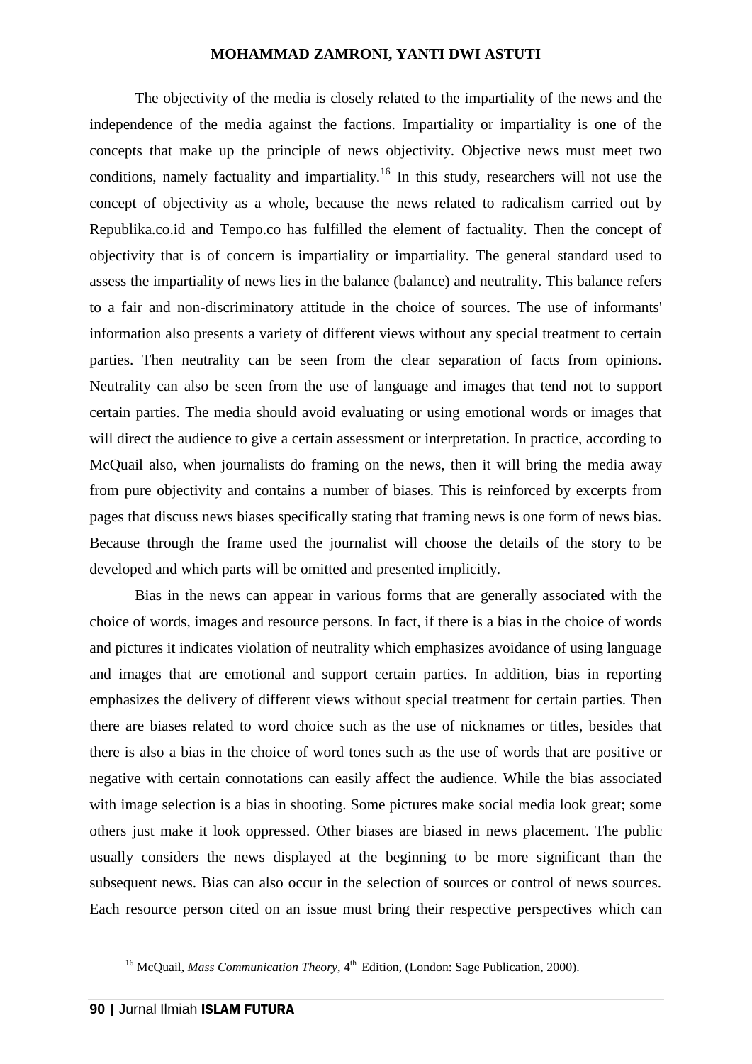The objectivity of the media is closely related to the impartiality of the news and the independence of the media against the factions. Impartiality or impartiality is one of the concepts that make up the principle of news objectivity. Objective news must meet two conditions, namely factuality and impartiality.[16] In this study, researchers will not use the concept of objectivity as a whole, because the news related to radicalism carried out by Republika.co.id and Tempo.co has fulfilled the element of factuality. Then the concept of objectivity that is of concern is impartiality or impartiality. The general standard used to assess the impartiality of news lies in the balance (balance) and neutrality. This balance refers to a fair and non-discriminatory attitude in the choice of sources. The use of informants' information also presents a variety of different views without any special treatment to certain parties. Then neutrality can be seen from the clear separation of facts from opinions. Neutrality can also be seen from the use of language and images that tend not to support certain parties. The media should avoid evaluating or using emotional words or images that will direct the audience to give a certain assessment or interpretation. In practice, according to McQuail also, when journalists do framing on the news, then it will bring the media away from pure objectivity and contains a number of biases. This is reinforced by excerpts from pages that discuss news biases specifically stating that framing news is one form of news bias. Because through the frame used the journalist will choose the details of the story to be developed and which parts will be omitted and presented implicitly.

Bias in the news can appear in various forms that are generally associated with the choice of words, images and resource persons. In fact, if there is a bias in the choice of words and pictures it indicates violation of neutrality which emphasizes avoidance of using language and images that are emotional and support certain parties. In addition, bias in reporting emphasizes the delivery of different views without special treatment for certain parties. Then there are biases related to word choice such as the use of nicknames or titles, besides that there is also a bias in the choice of word tones such as the use of words that are positive or negative with certain connotations can easily affect the audience. While the bias associated with image selection is a bias in shooting. Some pictures make social media look great; some others just make it look oppressed. Other biases are biased in news placement. The public usually considers the news displayed at the beginning to be more significant than the subsequent news. Bias can also occur in the selection of sources or control of news sources. Each resource person cited on an issue must bring their respective perspectives which can

---

[16] McQuail, *Mass Communication Theory*, 4th Edition, (London: Sage Publication, 2000).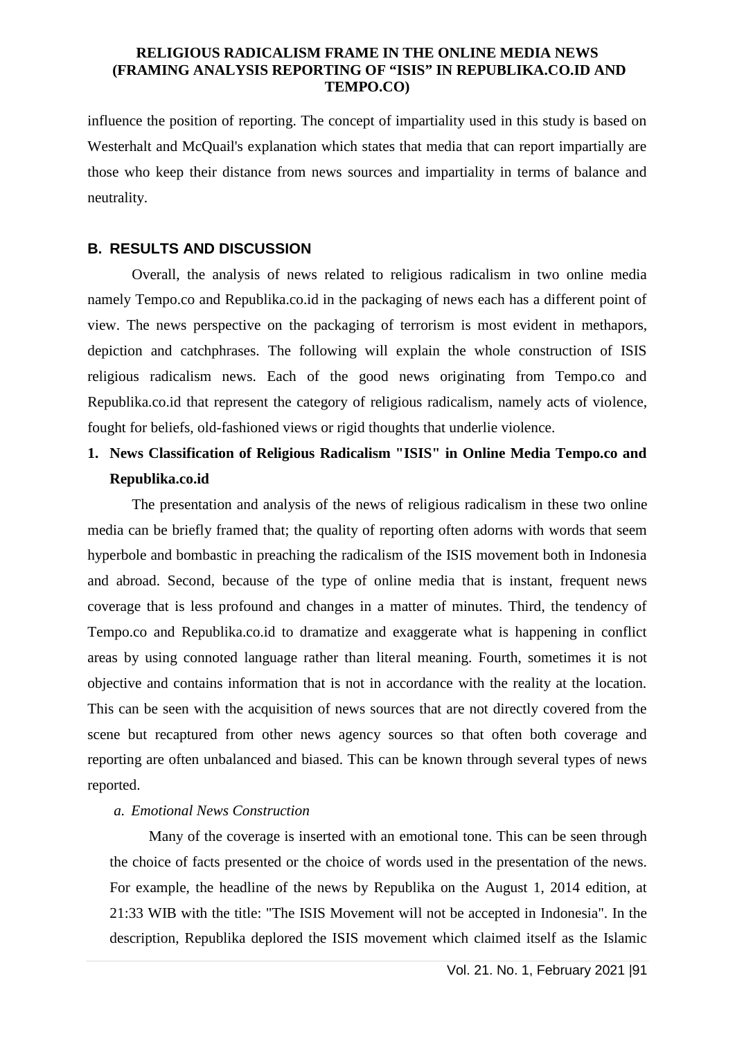influence the position of reporting. The concept of impartiality used in this study is based on Westerhalt and McQuail's explanation which states that media that can report impartially are those who keep their distance from news sources and impartiality in terms of balance and neutrality.

## B. RESULTS AND DISCUSSION

Overall, the analysis of news related to religious radicalism in two online media namely Tempo.co and Republika.co.id in the packaging of news each has a different point of view. The news perspective on the packaging of terrorism is most evident in methapors, depiction and catchphrases. The following will explain the whole construction of ISIS religious radicalism news. Each of the good news originating from Tempo.co and Republika.co.id that represent the category of religious radicalism, namely acts of violence, fought for beliefs, old-fashioned views or rigid thoughts that underlie violence.

### 1. News Classification of Religious Radicalism "ISIS" in Online Media Tempo.co and Republika.co.id

The presentation and analysis of the news of religious radicalism in these two online media can be briefly framed that; the quality of reporting often adorns with words that seem hyperbole and bombastic in preaching the radicalism of the ISIS movement both in Indonesia and abroad. Second, because of the type of online media that is instant, frequent news coverage that is less profound and changes in a matter of minutes. Third, the tendency of Tempo.co and Republika.co.id to dramatize and exaggerate what is happening in conflict areas by using connoted language rather than literal meaning. Fourth, sometimes it is not objective and contains information that is not in accordance with the reality at the location. This can be seen with the acquisition of news sources that are not directly covered from the scene but recaptured from other news agency sources so that often both coverage and reporting are often unbalanced and biased. This can be known through several types of news reported.

#### *a. Emotional News Construction*

Many of the coverage is inserted with an emotional tone. This can be seen through the choice of facts presented or the choice of words used in the presentation of the news. For example, the headline of the news by Republika on the August 1, 2014 edition, at 21:33 WIB with the title: "The ISIS Movement will not be accepted in Indonesia". In the description, Republika deplored the ISIS movement which claimed itself as the Islamic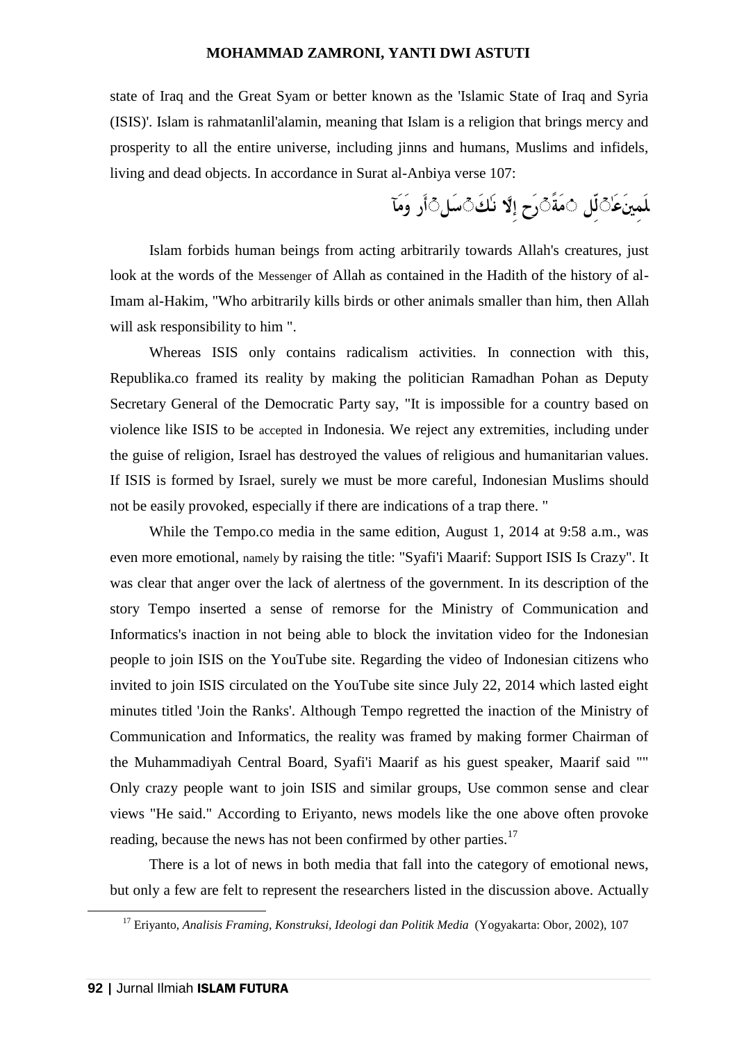state of Iraq and the Great Syam or better known as the 'Islamic State of Iraq and Syria (ISIS)'. Islam is rahmatanlil'alamin, meaning that Islam is a religion that brings mercy and prosperity to all the entire universe, including jinns and humans, Muslims and infidels, living and dead objects. In accordance in Surat al-Anbiya verse 107:

وَمَآ أَرۡسَلۡنَٰكَ إِلَّا رَحۡمَةٗ لِّلۡعَٰلَمِينَ

Islam forbids human beings from acting arbitrarily towards Allah's creatures, just look at the words of the Messenger of Allah as contained in the Hadith of the history of al-Imam al-Hakim, "Who arbitrarily kills birds or other animals smaller than him, then Allah will ask responsibility to him ".

Whereas ISIS only contains radicalism activities. In connection with this, Republika.co framed its reality by making the politician Ramadhan Pohan as Deputy Secretary General of the Democratic Party say, "It is impossible for a country based on violence like ISIS to be accepted in Indonesia. We reject any extremities, including under the guise of religion, Israel has destroyed the values of religious and humanitarian values. If ISIS is formed by Israel, surely we must be more careful, Indonesian Muslims should not be easily provoked, especially if there are indications of a trap there. "

While the Tempo.co media in the same edition, August 1, 2014 at 9:58 a.m., was even more emotional, namely by raising the title: "Syafi'i Maarif: Support ISIS Is Crazy". It was clear that anger over the lack of alertness of the government. In its description of the story Tempo inserted a sense of remorse for the Ministry of Communication and Informatics's inaction in not being able to block the invitation video for the Indonesian people to join ISIS on the YouTube site. Regarding the video of Indonesian citizens who invited to join ISIS circulated on the YouTube site since July 22, 2014 which lasted eight minutes titled 'Join the Ranks'. Although Tempo regretted the inaction of the Ministry of Communication and Informatics, the reality was framed by making former Chairman of the Muhammadiyah Central Board, Syafi'i Maarif as his guest speaker, Maarif said "" Only crazy people want to join ISIS and similar groups, Use common sense and clear views "He said." According to Eriyanto, news models like the one above often provoke reading, because the news has not been confirmed by other parties.[17]

There is a lot of news in both media that fall into the category of emotional news, but only a few are felt to represent the researchers listed in the discussion above. Actually

[17] Eriyanto, *Analisis Framing, Konstruksi, Ideologi dan Politik Media* (Yogyakarta: Obor, 2002), 107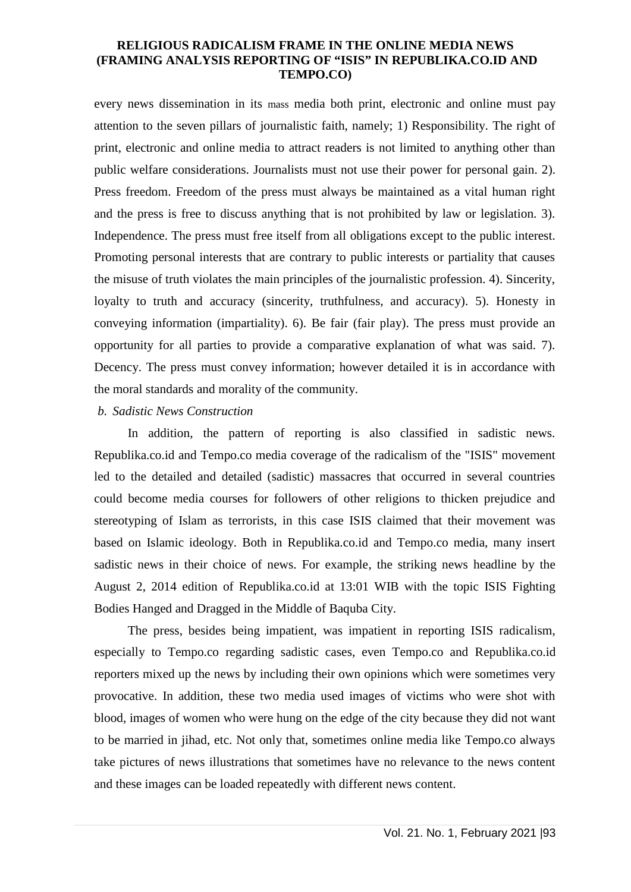every news dissemination in its mass media both print, electronic and online must pay attention to the seven pillars of journalistic faith, namely; 1) Responsibility. The right of print, electronic and online media to attract readers is not limited to anything other than public welfare considerations. Journalists must not use their power for personal gain. 2). Press freedom. Freedom of the press must always be maintained as a vital human right and the press is free to discuss anything that is not prohibited by law or legislation. 3). Independence. The press must free itself from all obligations except to the public interest. Promoting personal interests that are contrary to public interests or partiality that causes the misuse of truth violates the main principles of the journalistic profession. 4). Sincerity, loyalty to truth and accuracy (sincerity, truthfulness, and accuracy). 5). Honesty in conveying information (impartiality). 6). Be fair (fair play). The press must provide an opportunity for all parties to provide a comparative explanation of what was said. 7). Decency. The press must convey information; however detailed it is in accordance with the moral standards and morality of the community.

*b. Sadistic News Construction*

In addition, the pattern of reporting is also classified in sadistic news. Republika.co.id and Tempo.co media coverage of the radicalism of the "ISIS" movement led to the detailed and detailed (sadistic) massacres that occurred in several countries could become media courses for followers of other religions to thicken prejudice and stereotyping of Islam as terrorists, in this case ISIS claimed that their movement was based on Islamic ideology. Both in Republika.co.id and Tempo.co media, many insert sadistic news in their choice of news. For example, the striking news headline by the August 2, 2014 edition of Republika.co.id at 13:01 WIB with the topic ISIS Fighting Bodies Hanged and Dragged in the Middle of Baquba City.

The press, besides being impatient, was impatient in reporting ISIS radicalism, especially to Tempo.co regarding sadistic cases, even Tempo.co and Republika.co.id reporters mixed up the news by including their own opinions which were sometimes very provocative. In addition, these two media used images of victims who were shot with blood, images of women who were hung on the edge of the city because they did not want to be married in jihad, etc. Not only that, sometimes online media like Tempo.co always take pictures of news illustrations that sometimes have no relevance to the news content and these images can be loaded repeatedly with different news content.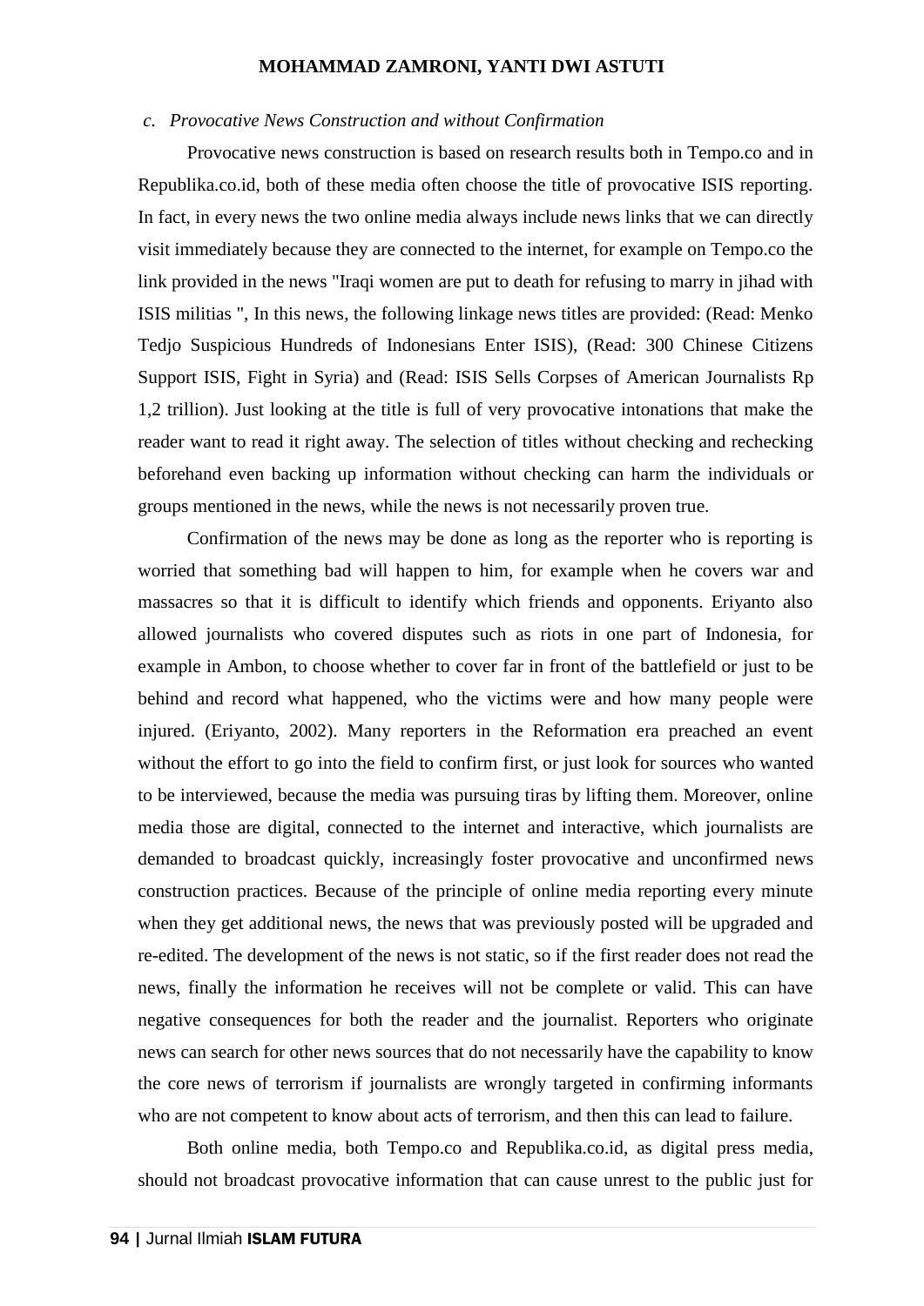*c. Provocative News Construction and without Confirmation*

Provocative news construction is based on research results both in Tempo.co and in Republika.co.id, both of these media often choose the title of provocative ISIS reporting. In fact, in every news the two online media always include news links that we can directly visit immediately because they are connected to the internet, for example on Tempo.co the link provided in the news "Iraqi women are put to death for refusing to marry in jihad with ISIS militias ", In this news, the following linkage news titles are provided: (Read: Menko Tedjo Suspicious Hundreds of Indonesians Enter ISIS), (Read: 300 Chinese Citizens Support ISIS, Fight in Syria) and (Read: ISIS Sells Corpses of American Journalists Rp 1,2 trillion). Just looking at the title is full of very provocative intonations that make the reader want to read it right away. The selection of titles without checking and rechecking beforehand even backing up information without checking can harm the individuals or groups mentioned in the news, while the news is not necessarily proven true.

Confirmation of the news may be done as long as the reporter who is reporting is worried that something bad will happen to him, for example when he covers war and massacres so that it is difficult to identify which friends and opponents. Eriyanto also allowed journalists who covered disputes such as riots in one part of Indonesia, for example in Ambon, to choose whether to cover far in front of the battlefield or just to be behind and record what happened, who the victims were and how many people were injured. (Eriyanto, 2002). Many reporters in the Reformation era preached an event without the effort to go into the field to confirm first, or just look for sources who wanted to be interviewed, because the media was pursuing tiras by lifting them. Moreover, online media those are digital, connected to the internet and interactive, which journalists are demanded to broadcast quickly, increasingly foster provocative and unconfirmed news construction practices. Because of the principle of online media reporting every minute when they get additional news, the news that was previously posted will be upgraded and re-edited. The development of the news is not static, so if the first reader does not read the news, finally the information he receives will not be complete or valid. This can have negative consequences for both the reader and the journalist. Reporters who originate news can search for other news sources that do not necessarily have the capability to know the core news of terrorism if journalists are wrongly targeted in confirming informants who are not competent to know about acts of terrorism, and then this can lead to failure.

Both online media, both Tempo.co and Republika.co.id, as digital press media, should not broadcast provocative information that can cause unrest to the public just for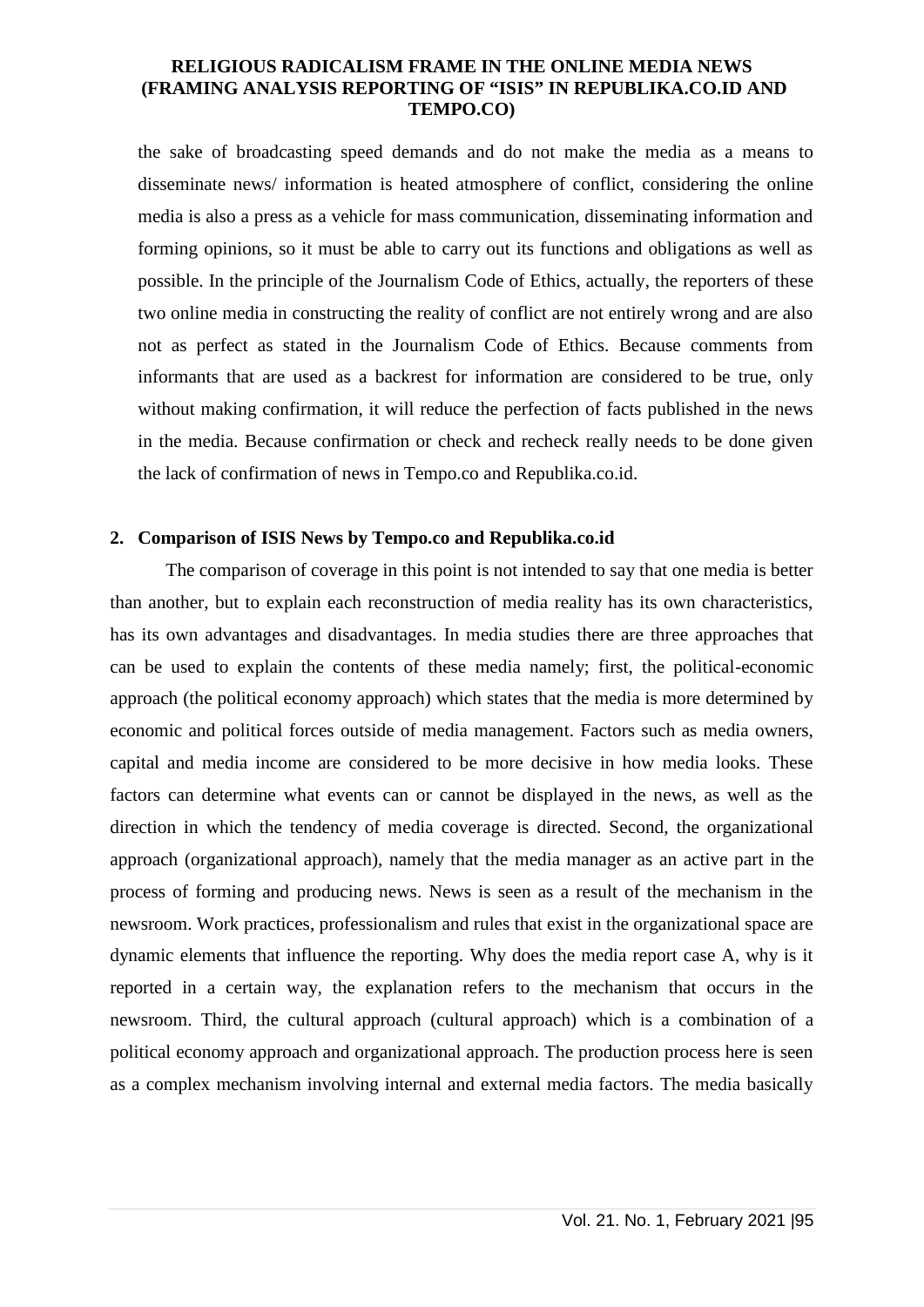the sake of broadcasting speed demands and do not make the media as a means to disseminate news/ information is heated atmosphere of conflict, considering the online media is also a press as a vehicle for mass communication, disseminating information and forming opinions, so it must be able to carry out its functions and obligations as well as possible. In the principle of the Journalism Code of Ethics, actually, the reporters of these two online media in constructing the reality of conflict are not entirely wrong and are also not as perfect as stated in the Journalism Code of Ethics. Because comments from informants that are used as a backrest for information are considered to be true, only without making confirmation, it will reduce the perfection of facts published in the news in the media. Because confirmation or check and recheck really needs to be done given the lack of confirmation of news in Tempo.co and Republika.co.id.

## 2. Comparison of ISIS News by Tempo.co and Republika.co.id

The comparison of coverage in this point is not intended to say that one media is better than another, but to explain each reconstruction of media reality has its own characteristics, has its own advantages and disadvantages. In media studies there are three approaches that can be used to explain the contents of these media namely; first, the political-economic approach (the political economy approach) which states that the media is more determined by economic and political forces outside of media management. Factors such as media owners, capital and media income are considered to be more decisive in how media looks. These factors can determine what events can or cannot be displayed in the news, as well as the direction in which the tendency of media coverage is directed. Second, the organizational approach (organizational approach), namely that the media manager as an active part in the process of forming and producing news. News is seen as a result of the mechanism in the newsroom. Work practices, professionalism and rules that exist in the organizational space are dynamic elements that influence the reporting. Why does the media report case A, why is it reported in a certain way, the explanation refers to the mechanism that occurs in the newsroom. Third, the cultural approach (cultural approach) which is a combination of a political economy approach and organizational approach. The production process here is seen as a complex mechanism involving internal and external media factors. The media basically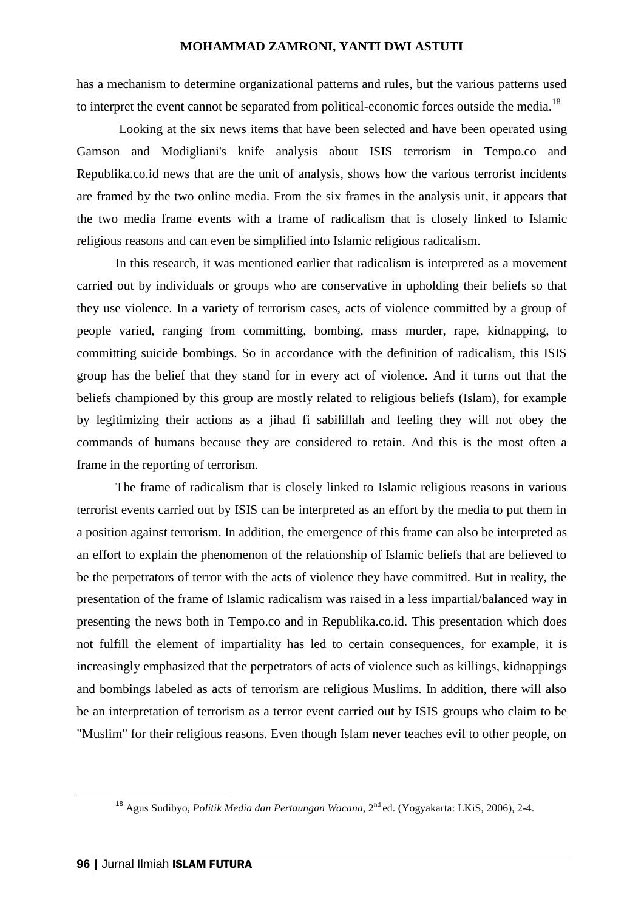has a mechanism to determine organizational patterns and rules, but the various patterns used to interpret the event cannot be separated from political-economic forces outside the media.[18]

Looking at the six news items that have been selected and have been operated using Gamson and Modigliani's knife analysis about ISIS terrorism in Tempo.co and Republika.co.id news that are the unit of analysis, shows how the various terrorist incidents are framed by the two online media. From the six frames in the analysis unit, it appears that the two media frame events with a frame of radicalism that is closely linked to Islamic religious reasons and can even be simplified into Islamic religious radicalism.

In this research, it was mentioned earlier that radicalism is interpreted as a movement carried out by individuals or groups who are conservative in upholding their beliefs so that they use violence. In a variety of terrorism cases, acts of violence committed by a group of people varied, ranging from committing, bombing, mass murder, rape, kidnapping, to committing suicide bombings. So in accordance with the definition of radicalism, this ISIS group has the belief that they stand for in every act of violence. And it turns out that the beliefs championed by this group are mostly related to religious beliefs (Islam), for example by legitimizing their actions as a jihad fi sabilillah and feeling they will not obey the commands of humans because they are considered to retain. And this is the most often a frame in the reporting of terrorism.

The frame of radicalism that is closely linked to Islamic religious reasons in various terrorist events carried out by ISIS can be interpreted as an effort by the media to put them in a position against terrorism. In addition, the emergence of this frame can also be interpreted as an effort to explain the phenomenon of the relationship of Islamic beliefs that are believed to be the perpetrators of terror with the acts of violence they have committed. But in reality, the presentation of the frame of Islamic radicalism was raised in a less impartial/balanced way in presenting the news both in Tempo.co and in Republika.co.id. This presentation which does not fulfill the element of impartiality has led to certain consequences, for example, it is increasingly emphasized that the perpetrators of acts of violence such as killings, kidnappings and bombings labeled as acts of terrorism are religious Muslims. In addition, there will also be an interpretation of terrorism as a terror event carried out by ISIS groups who claim to be "Muslim" for their religious reasons. Even though Islam never teaches evil to other people, on

---

[18] Agus Sudibyo, *Politik Media dan Pertaungan Wacana*, 2nd ed. (Yogyakarta: LKiS, 2006), 2-4.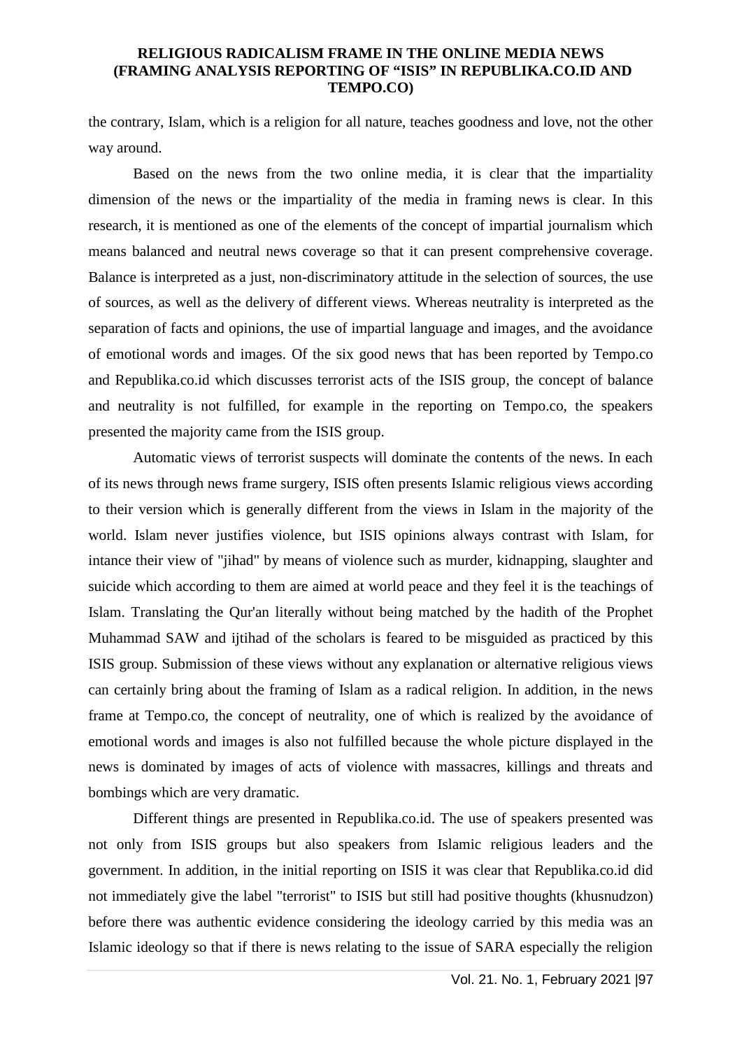the contrary, Islam, which is a religion for all nature, teaches goodness and love, not the other way around.

Based on the news from the two online media, it is clear that the impartiality dimension of the news or the impartiality of the media in framing news is clear. In this research, it is mentioned as one of the elements of the concept of impartial journalism which means balanced and neutral news coverage so that it can present comprehensive coverage. Balance is interpreted as a just, non-discriminatory attitude in the selection of sources, the use of sources, as well as the delivery of different views. Whereas neutrality is interpreted as the separation of facts and opinions, the use of impartial language and images, and the avoidance of emotional words and images. Of the six good news that has been reported by Tempo.co and Republika.co.id which discusses terrorist acts of the ISIS group, the concept of balance and neutrality is not fulfilled, for example in the reporting on Tempo.co, the speakers presented the majority came from the ISIS group.

Automatic views of terrorist suspects will dominate the contents of the news. In each of its news through news frame surgery, ISIS often presents Islamic religious views according to their version which is generally different from the views in Islam in the majority of the world. Islam never justifies violence, but ISIS opinions always contrast with Islam, for intance their view of "jihad" by means of violence such as murder, kidnapping, slaughter and suicide which according to them are aimed at world peace and they feel it is the teachings of Islam. Translating the Qur'an literally without being matched by the hadith of the Prophet Muhammad SAW and ijtihad of the scholars is feared to be misguided as practiced by this ISIS group. Submission of these views without any explanation or alternative religious views can certainly bring about the framing of Islam as a radical religion. In addition, in the news frame at Tempo.co, the concept of neutrality, one of which is realized by the avoidance of emotional words and images is also not fulfilled because the whole picture displayed in the news is dominated by images of acts of violence with massacres, killings and threats and bombings which are very dramatic.

Different things are presented in Republika.co.id. The use of speakers presented was not only from ISIS groups but also speakers from Islamic religious leaders and the government. In addition, in the initial reporting on ISIS it was clear that Republika.co.id did not immediately give the label "terrorist" to ISIS but still had positive thoughts (khusnudzon) before there was authentic evidence considering the ideology carried by this media was an Islamic ideology so that if there is news relating to the issue of SARA especially the religion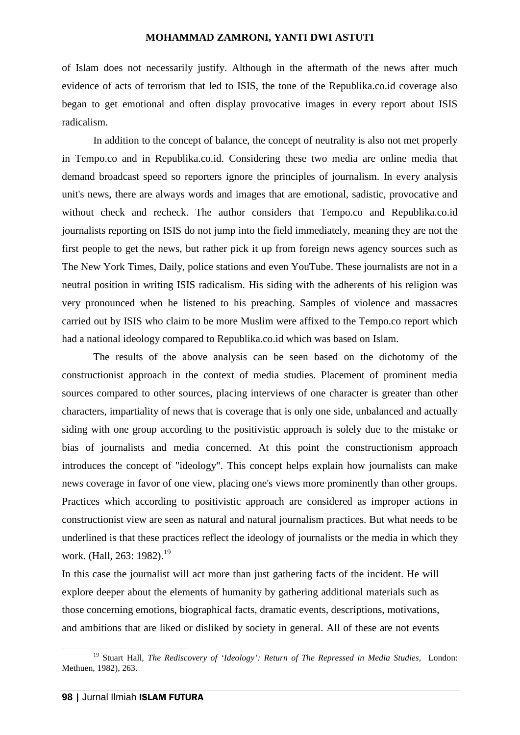of Islam does not necessarily justify. Although in the aftermath of the news after much evidence of acts of terrorism that led to ISIS, the tone of the Republika.co.id coverage also began to get emotional and often display provocative images in every report about ISIS radicalism.

In addition to the concept of balance, the concept of neutrality is also not met properly in Tempo.co and in Republika.co.id. Considering these two media are online media that demand broadcast speed so reporters ignore the principles of journalism. In every analysis unit's news, there are always words and images that are emotional, sadistic, provocative and without check and recheck. The author considers that Tempo.co and Republika.co.id journalists reporting on ISIS do not jump into the field immediately, meaning they are not the first people to get the news, but rather pick it up from foreign news agency sources such as The New York Times, Daily, police stations and even YouTube. These journalists are not in a neutral position in writing ISIS radicalism. His siding with the adherents of his religion was very pronounced when he listened to his preaching. Samples of violence and massacres carried out by ISIS who claim to be more Muslim were affixed to the Tempo.co report which had a national ideology compared to Republika.co.id which was based on Islam.

The results of the above analysis can be seen based on the dichotomy of the constructionist approach in the context of media studies. Placement of prominent media sources compared to other sources, placing interviews of one character is greater than other characters, impartiality of news that is coverage that is only one side, unbalanced and actually siding with one group according to the positivistic approach is solely due to the mistake or bias of journalists and media concerned. At this point the constructionism approach introduces the concept of "ideology". This concept helps explain how journalists can make news coverage in favor of one view, placing one's views more prominently than other groups. Practices which according to positivistic approach are considered as improper actions in constructionist view are seen as natural and natural journalism practices. But what needs to be underlined is that these practices reflect the ideology of journalists or the media in which they work. (Hall, 263: 1982).[19]

In this case the journalist will act more than just gathering facts of the incident. He will explore deeper about the elements of humanity by gathering additional materials such as those concerning emotions, biographical facts, dramatic events, descriptions, motivations, and ambitions that are liked or disliked by society in general. All of these are not events

---

[19] Stuart Hall, *The Rediscovery of 'Ideology': Return of The Repressed in Media Studies*, London: Methuen, 1982), 263.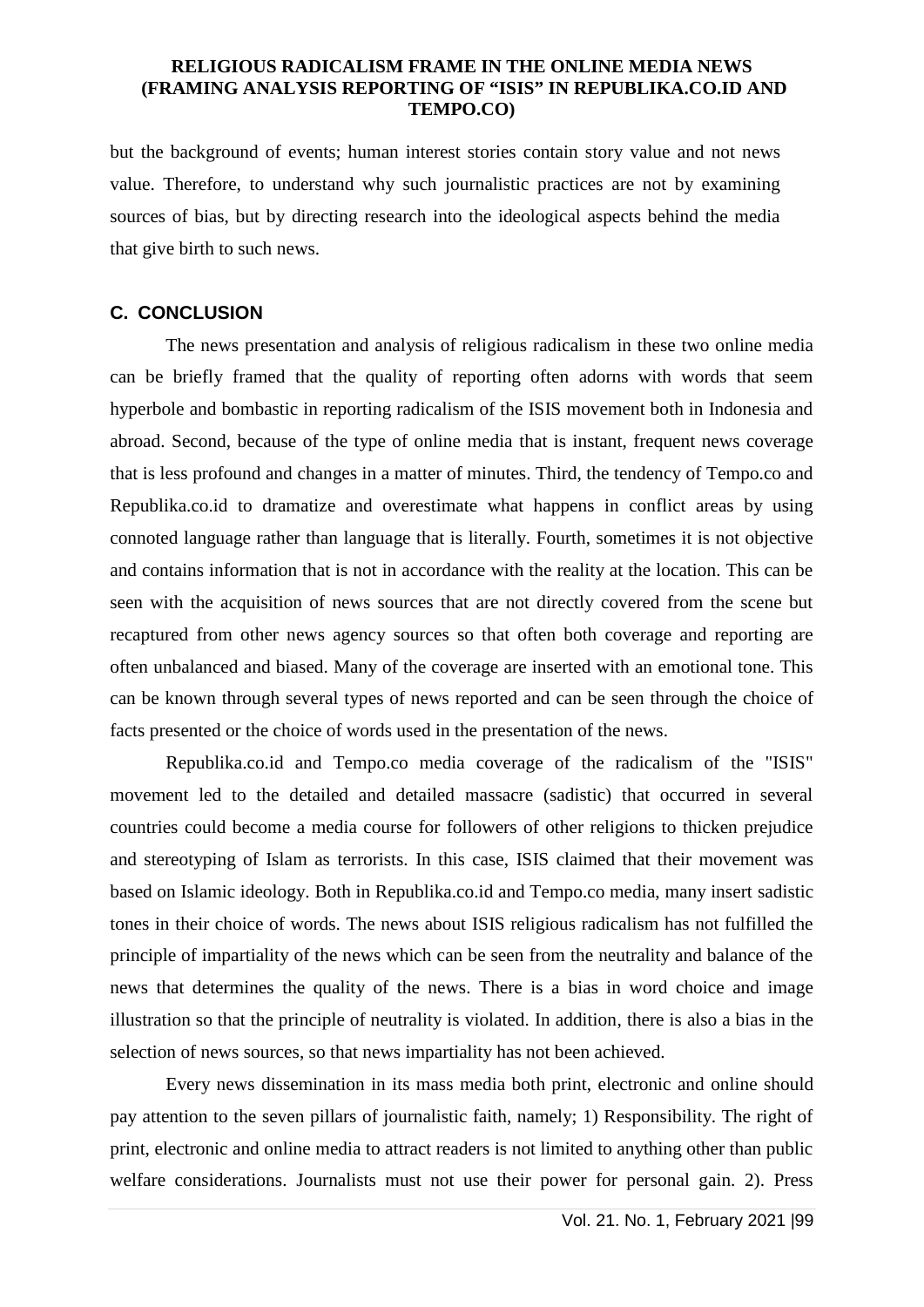but the background of events; human interest stories contain story value and not news value. Therefore, to understand why such journalistic practices are not by examining sources of bias, but by directing research into the ideological aspects behind the media that give birth to such news.

## C. CONCLUSION

The news presentation and analysis of religious radicalism in these two online media can be briefly framed that the quality of reporting often adorns with words that seem hyperbole and bombastic in reporting radicalism of the ISIS movement both in Indonesia and abroad. Second, because of the type of online media that is instant, frequent news coverage that is less profound and changes in a matter of minutes. Third, the tendency of Tempo.co and Republika.co.id to dramatize and overestimate what happens in conflict areas by using connoted language rather than language that is literally. Fourth, sometimes it is not objective and contains information that is not in accordance with the reality at the location. This can be seen with the acquisition of news sources that are not directly covered from the scene but recaptured from other news agency sources so that often both coverage and reporting are often unbalanced and biased. Many of the coverage are inserted with an emotional tone. This can be known through several types of news reported and can be seen through the choice of facts presented or the choice of words used in the presentation of the news.

Republika.co.id and Tempo.co media coverage of the radicalism of the "ISIS" movement led to the detailed and detailed massacre (sadistic) that occurred in several countries could become a media course for followers of other religions to thicken prejudice and stereotyping of Islam as terrorists. In this case, ISIS claimed that their movement was based on Islamic ideology. Both in Republika.co.id and Tempo.co media, many insert sadistic tones in their choice of words. The news about ISIS religious radicalism has not fulfilled the principle of impartiality of the news which can be seen from the neutrality and balance of the news that determines the quality of the news. There is a bias in word choice and image illustration so that the principle of neutrality is violated. In addition, there is also a bias in the selection of news sources, so that news impartiality has not been achieved.

Every news dissemination in its mass media both print, electronic and online should pay attention to the seven pillars of journalistic faith, namely; 1) Responsibility. The right of print, electronic and online media to attract readers is not limited to anything other than public welfare considerations. Journalists must not use their power for personal gain. 2). Press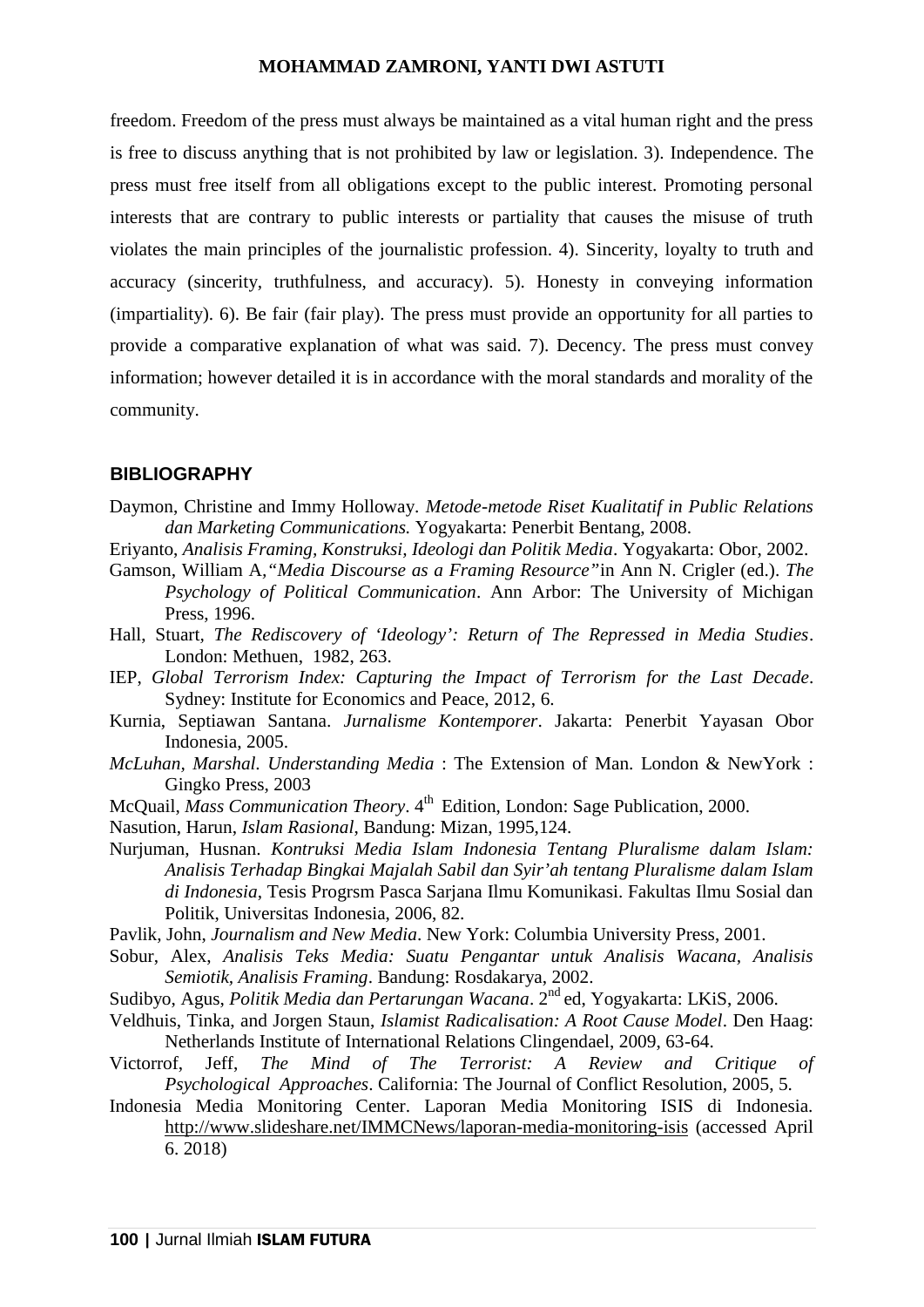freedom. Freedom of the press must always be maintained as a vital human right and the press is free to discuss anything that is not prohibited by law or legislation. 3). Independence. The press must free itself from all obligations except to the public interest. Promoting personal interests that are contrary to public interests or partiality that causes the misuse of truth violates the main principles of the journalistic profession. 4). Sincerity, loyalty to truth and accuracy (sincerity, truthfulness, and accuracy). 5). Honesty in conveying information (impartiality). 6). Be fair (fair play). The press must provide an opportunity for all parties to provide a comparative explanation of what was said. 7). Decency. The press must convey information; however detailed it is in accordance with the moral standards and morality of the community.

## BIBLIOGRAPHY

Daymon, Christine and Immy Holloway. *Metode-metode Riset Kualitatif in Public Relations dan Marketing Communications.* Yogyakarta: Penerbit Bentang, 2008.

Eriyanto, *Analisis Framing, Konstruksi, Ideologi dan Politik Media*. Yogyakarta: Obor, 2002.

Gamson, William A,*"Media Discourse as a Framing Resource"*in Ann N. Crigler (ed.). *The Psychology of Political Communication*. Ann Arbor: The University of Michigan Press, 1996.

Hall, Stuart, *The Rediscovery of 'Ideology': Return of The Repressed in Media Studies*. London: Methuen, 1982, 263.

IEP, *Global Terrorism Index: Capturing the Impact of Terrorism for the Last Decade*. Sydney: Institute for Economics and Peace, 2012, 6.

Kurnia, Septiawan Santana. *Jurnalisme Kontemporer*. Jakarta: Penerbit Yayasan Obor Indonesia, 2005.

*McLuhan, Marshal. Understanding Media* : The Extension of Man. London & NewYork : Gingko Press, 2003

McQuail, *Mass Communication Theory*. 4th Edition, London: Sage Publication, 2000.

Nasution, Harun, *Islam Rasional*, Bandung: Mizan, 1995,124.

Nurjuman, Husnan. *Kontruksi Media Islam Indonesia Tentang Pluralisme dalam Islam: Analisis Terhadap Bingkai Majalah Sabil dan Syir'ah tentang Pluralisme dalam Islam di Indonesia*, Tesis Progrsm Pasca Sarjana Ilmu Komunikasi. Fakultas Ilmu Sosial dan Politik, Universitas Indonesia, 2006, 82.

Pavlik, John, *Journalism and New Media*. New York: Columbia University Press, 2001.

Sobur, Alex, *Analisis Teks Media: Suatu Pengantar untuk Analisis Wacana, Analisis Semiotik, Analisis Framing*. Bandung: Rosdakarya, 2002.

Sudibyo, Agus, *Politik Media dan Pertarungan Wacana*. 2nd ed, Yogyakarta: LKiS, 2006.

Veldhuis, Tinka, and Jorgen Staun, *Islamist Radicalisation: A Root Cause Model*. Den Haag: Netherlands Institute of International Relations Clingendael, 2009, 63-64.

Victorrof, Jeff, *The Mind of The Terrorist: A Review and Critique of Psychological Approaches*. California: The Journal of Conflict Resolution, 2005, 5.

Indonesia Media Monitoring Center. Laporan Media Monitoring ISIS di Indonesia. http://www.slideshare.net/IMMCNews/laporan-media-monitoring-isis (accessed April 6. 2018)